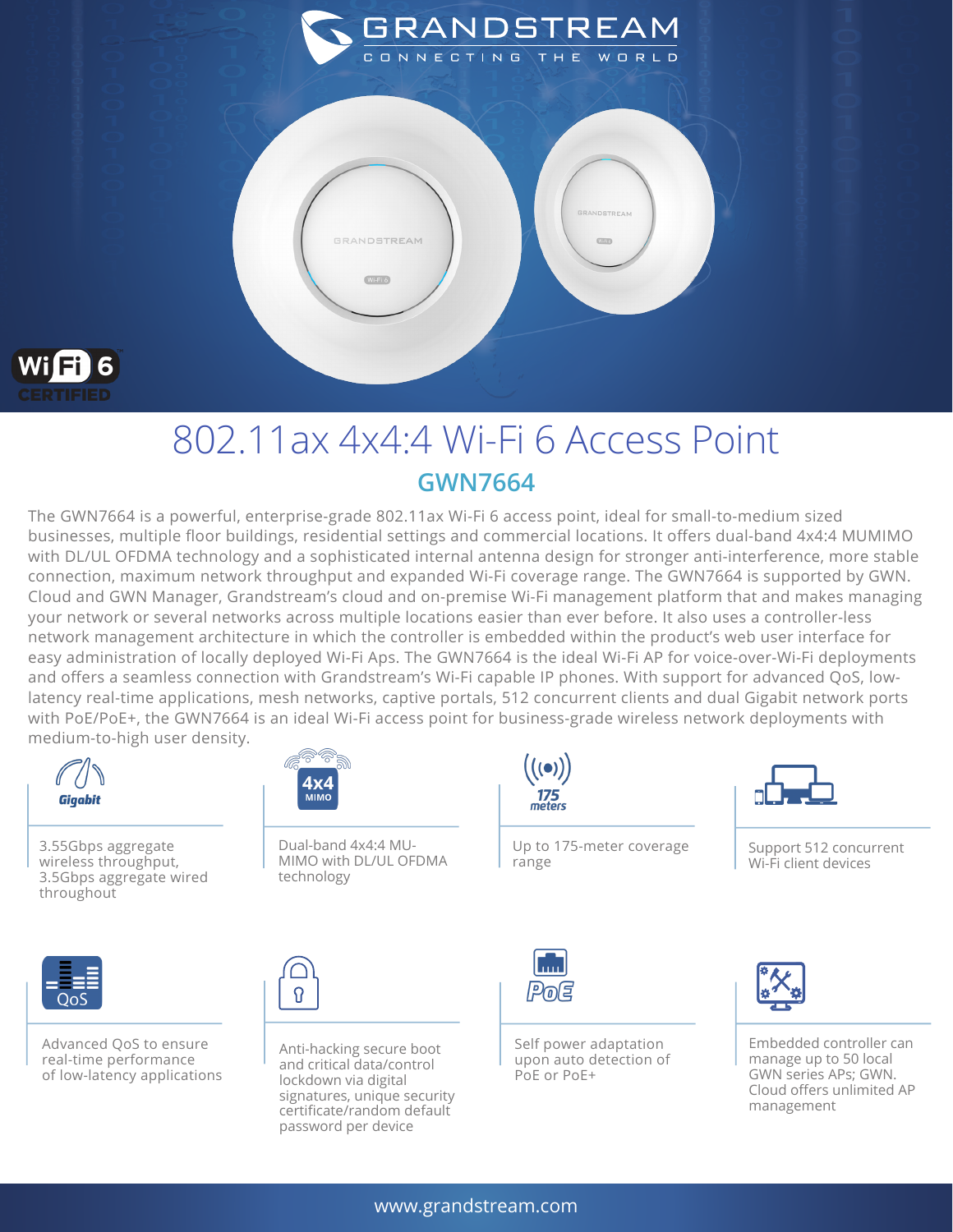# GRANDSTREAM

CONNECTING THE WORLD

# 802.11ax 4x4:4 Wi-Fi 6 Access Point

## GWN7664

The GWN7664 is a powerful, enterprise-grade 802.11ax Wi-Fi 6 access point, ideal for small-to-medium sized businesses, multiple floor buildings, residential settings and commercial locations. It offers dual-band 4x4:4 MUMIMO with DL/UL OFDMA technology and a sophisticated internal antenna design for stronger anti-interference, more stable connection, maximum network throughput and expanded Wi-Fi coverage range. The GWN7664 is supported by GWN. Cloud and GWN Manager, Grandstream's cloud and on-premise Wi-Fi management platform that and makes managing your network or several networks across multiple locations easier than ever before. It also uses a controller-less network management architecture in which the controller is embedded within the product's web user interface for easy administration of locally deployed Wi-Fi Aps. The GWN7664 is the ideal Wi-Fi AP for voice-over-Wi-Fi deployments and offers a seamless connection with Grandstream's Wi-Fi capable IP phones. With support for advanced QoS, low-latency real-time applications, mesh networks, captive portals, 512 concurrent clients and dual Gigabit network ports with PoE/PoE+, the GWN7664 is an ideal Wi-Fi access point for business-grade wireless network deployments with medium-to-high user density.

- 3.55Gbps aggregate wireless throughput, 3.5Gbps aggregate wired throughout
- Dual-band 4x4:4 MU-MIMO with DL/UL OFDMA technology
- Up to 175-meter coverage range
- Support 512 concurrent Wi-Fi client devices
- Advanced QoS to ensure real-time performance of low-latency applications
- Anti-hacking secure boot and critical data/control lockdown via digital signatures, unique security certificate/random default password per device
- Self power adaptation upon auto detection of PoE or PoE+
- Embedded controller can manage up to 50 local GWN series APs; GWN. Cloud offers unlimited AP management

www.grandstream.com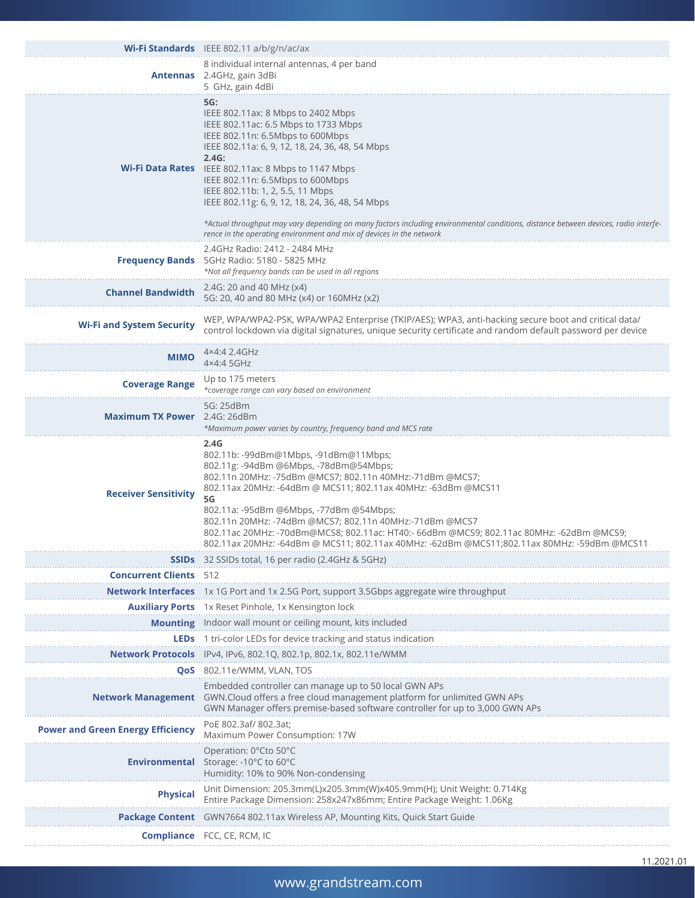| | |
|---|---|
| **Wi-Fi Standards** | IEEE 802.11 a/b/g/n/ac/ax |
| **Antennas** | 8 individual internal antennas, 4 per band<br>2.4GHz, gain 3dBi<br>5 GHz, gain 4dBi |
| **Wi-Fi Data Rates** | **5G:**<br>IEEE 802.11ax: 8 Mbps to 2402 Mbps<br>IEEE 802.11ac: 6.5 Mbps to 1733 Mbps<br>IEEE 802.11n: 6.5Mbps to 600Mbps<br>IEEE 802.11a: 6, 9, 12, 18, 24, 36, 48, 54 Mbps<br>**2.4G:**<br>IEEE 802.11ax: 8 Mbps to 1147 Mbps<br>IEEE 802.11n: 6.5Mbps to 600Mbps<br>IEEE 802.11b: 1, 2, 5.5, 11 Mbps<br>IEEE 802.11g: 6, 9, 12, 18, 24, 36, 48, 54 Mbps<br><br>*\*Actual throughput may vary depending on many factors including environmental conditions, distance between devices, radio interference in the operating environment and mix of devices in the network* |
| **Frequency Bands** | 2.4GHz Radio: 2412 - 2484 MHz<br>5GHz Radio: 5180 - 5825 MHz<br>*\*Not all frequency bands can be used in all regions* |
| **Channel Bandwidth** | 2.4G: 20 and 40 MHz (x4)<br>5G: 20, 40 and 80 MHz (x4) or 160MHz (x2) |
| **Wi-Fi and System Security** | WEP, WPA/WPA2-PSK, WPA/WPA2 Enterprise (TKIP/AES); WPA3, anti-hacking secure boot and critical data/control lockdown via digital signatures, unique security certificate and random default password per device |
| **MIMO** | 4×4:4 2.4GHz<br>4×4:4 5GHz |
| **Coverage Range** | Up to 175 meters<br>*\*coverage range can vary based on environment* |
| **Maximum TX Power** | 5G: 25dBm<br>2.4G: 26dBm<br>*\*Maximum power varies by country, frequency band and MCS rate* |
| **Receiver Sensitivity** | **2.4G**<br>802.11b: -99dBm@1Mbps, -91dBm@11Mbps;<br>802.11g: -94dBm @6Mbps, -78dBm@54Mbps;<br>802.11n 20MHz: -75dBm @MCS7; 802.11n 40MHz:-71dBm @MCS7;<br>802.11ax 20MHz: -64dBm @ MCS11; 802.11ax 40MHz: -63dBm @MCS11<br>**5G**<br>802.11a: -95dBm @6Mbps, -77dBm @54Mbps;<br>802.11n 20MHz: -74dBm @MCS7; 802.11n 40MHz:-71dBm @MCS7<br>802.11ac 20MHz: -70dBm@MCS8; 802.11ac: HT40:- 66dBm @MCS9; 802.11ac 80MHz: -62dBm @MCS9;<br>802.11ax 20MHz: -64dBm @ MCS11; 802.11ax 40MHz: -62dBm @MCS11;802.11ax 80MHz: -59dBm @MCS11 |
| **SSIDs** | 32 SSIDs total, 16 per radio (2.4GHz & 5GHz) |
| **Concurrent Clients** | 512 |
| **Network Interfaces** | 1x 1G Port and 1x 2.5G Port, support 3.5Gbps aggregate wire throughput |
| **Auxiliary Ports** | 1x Reset Pinhole, 1x Kensington lock |
| **Mounting** | Indoor wall mount or ceiling mount, kits included |
| **LEDs** | 1 tri-color LEDs for device tracking and status indication |
| **Network Protocols** | IPv4, IPv6, 802.1Q, 802.1p, 802.1x, 802.11e/WMM |
| **QoS** | 802.11e/WMM, VLAN, TOS |
| **Network Management** | Embedded controller can manage up to 50 local GWN APs<br>GWN.Cloud offers a free cloud management platform for unlimited GWN APs<br>GWN Manager offers premise-based software controller for up to 3,000 GWN APs |
| **Power and Green Energy Efficiency** | PoE 802.3af/ 802.3at;<br>Maximum Power Consumption: 17W |
| **Environmental** | Operation: 0°Cto 50°C<br>Storage: -10°C to 60°C<br>Humidity: 10% to 90% Non-condensing |
| **Physical** | Unit Dimension: 205.3mm(L)x205.3mm(W)x405.9mm(H); Unit Weight: 0.714Kg<br>Entire Package Dimension: 258x247x86mm; Entire Package Weight: 1.06Kg |
| **Package Content** | GWN7664 802.11ax Wireless AP, Mounting Kits, Quick Start Guide |
| **Compliance** | FCC, CE, RCM, IC |

11.2021.01

www.grandstream.com